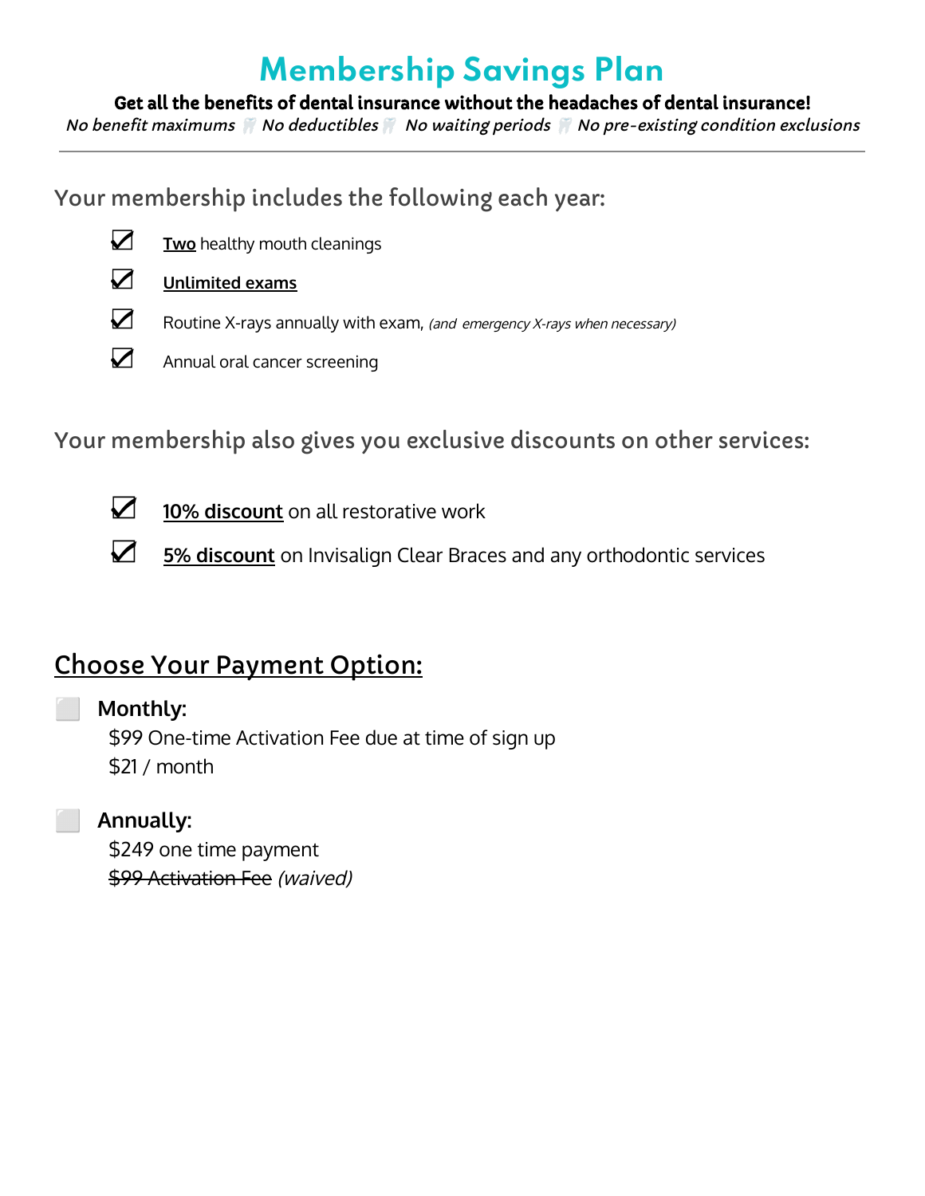# Membership Savings Plan

**Get all the benefits of dental insurance without the headaches of dental insurance!**

*No benefit maximums · No deductibles · No waiting periods · No pre-existing condition exclusions*

---

## Your membership includes the following each year:

- ☑ **Two** healthy mouth cleanings
- ☑ **Unlimited exams**
- ☑ Routine X-rays annually with exam, *(and emergency X-rays when necessary)*
- ☑ Annual oral cancer screening

## Your membership also gives you exclusive discounts on other services:

- ☑ **10% discount** on all restorative work
- ☑ **5% discount** on Invisalign Clear Braces and any orthodontic services

## Choose Your Payment Option:

⬜ **Monthly:**

$99 One-time Activation Fee due at time of sign up

$21 / month

⬜ **Annually:**

$249 one time payment

~~$99 Activation Fee~~ *(waived)*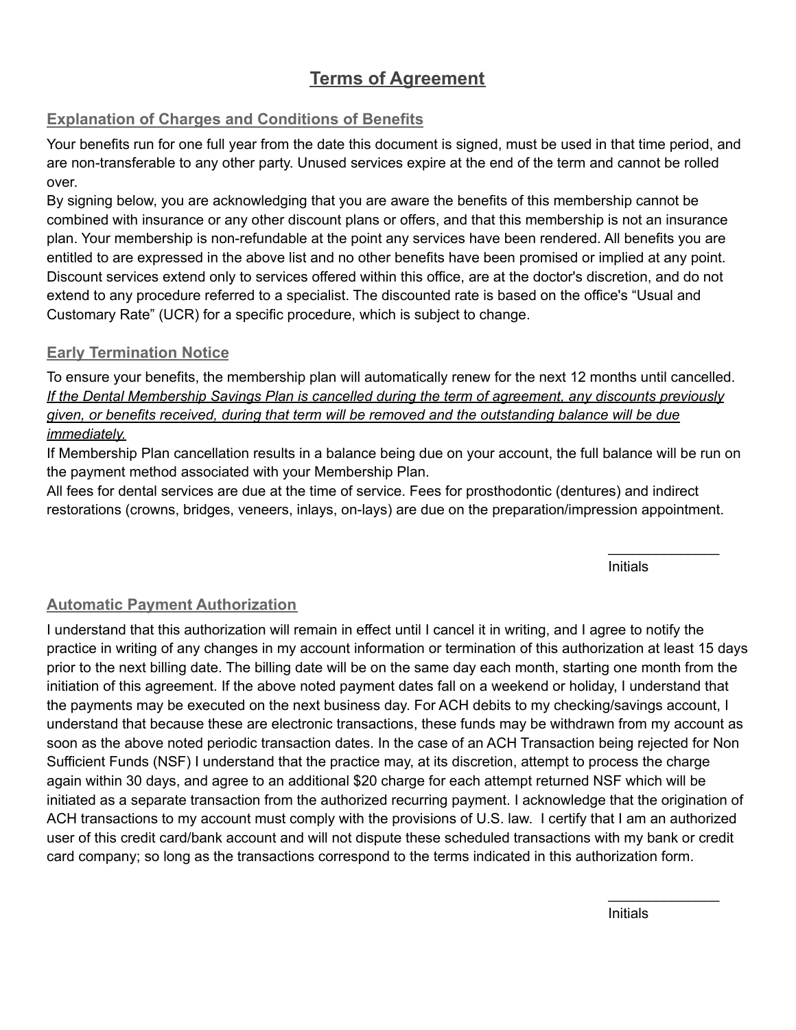# Terms of Agreement

## Explanation of Charges and Conditions of Benefits

Your benefits run for one full year from the date this document is signed, must be used in that time period, and are non-transferable to any other party. Unused services expire at the end of the term and cannot be rolled over.

By signing below, you are acknowledging that you are aware the benefits of this membership cannot be combined with insurance or any other discount plans or offers, and that this membership is not an insurance plan. Your membership is non-refundable at the point any services have been rendered. All benefits you are entitled to are expressed in the above list and no other benefits have been promised or implied at any point. Discount services extend only to services offered within this office, are at the doctor's discretion, and do not extend to any procedure referred to a specialist. The discounted rate is based on the office's “Usual and Customary Rate” (UCR) for a specific procedure, which is subject to change.

## Early Termination Notice

To ensure your benefits, the membership plan will automatically renew for the next 12 months until cancelled. *If the Dental Membership Savings Plan is cancelled during the term of agreement, any discounts previously given, or benefits received, during that term will be removed and the outstanding balance will be due immediately.*

If Membership Plan cancellation results in a balance being due on your account, the full balance will be run on the payment method associated with your Membership Plan.

All fees for dental services are due at the time of service. Fees for prosthodontic (dentures) and indirect restorations (crowns, bridges, veneers, inlays, on-lays) are due on the preparation/impression appointment.

______________
Initials

## Automatic Payment Authorization

I understand that this authorization will remain in effect until I cancel it in writing, and I agree to notify the practice in writing of any changes in my account information or termination of this authorization at least 15 days prior to the next billing date. The billing date will be on the same day each month, starting one month from the initiation of this agreement. If the above noted payment dates fall on a weekend or holiday, I understand that the payments may be executed on the next business day. For ACH debits to my checking/savings account, I understand that because these are electronic transactions, these funds may be withdrawn from my account as soon as the above noted periodic transaction dates. In the case of an ACH Transaction being rejected for Non Sufficient Funds (NSF) I understand that the practice may, at its discretion, attempt to process the charge again within 30 days, and agree to an additional $20 charge for each attempt returned NSF which will be initiated as a separate transaction from the authorized recurring payment. I acknowledge that the origination of ACH transactions to my account must comply with the provisions of U.S. law. I certify that I am an authorized user of this credit card/bank account and will not dispute these scheduled transactions with my bank or credit card company; so long as the transactions correspond to the terms indicated in this authorization form.

______________
Initials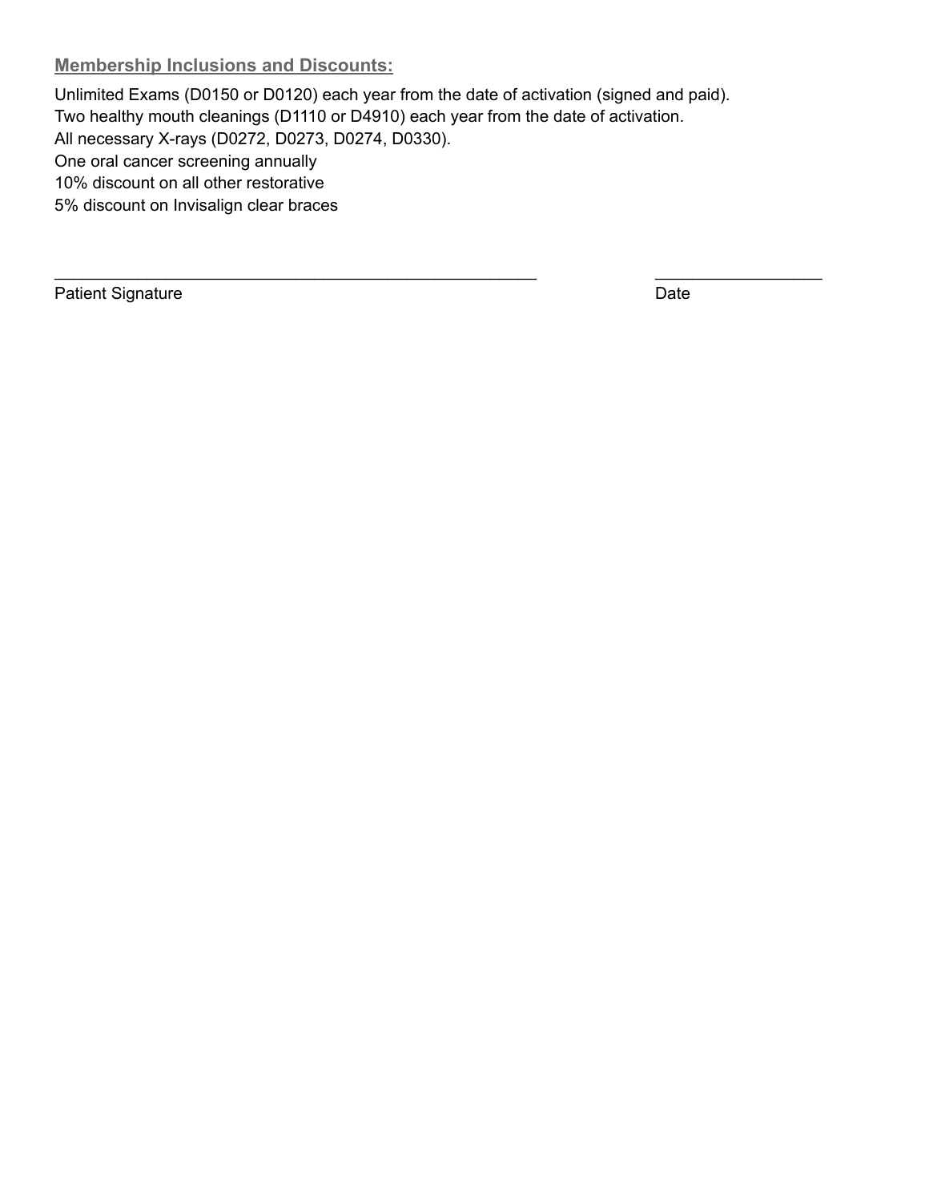**Membership Inclusions and Discounts:**

Unlimited Exams (D0150 or D0120) each year from the date of activation (signed and paid).
Two healthy mouth cleanings (D1110 or D4910) each year from the date of activation.
All necessary X-rays (D0272, D0273, D0274, D0330).
One oral cancer screening annually
10% discount on all other restorative
5% discount on Invisalign clear braces

_______________________________________________________ ___________________

Patient Signature Date